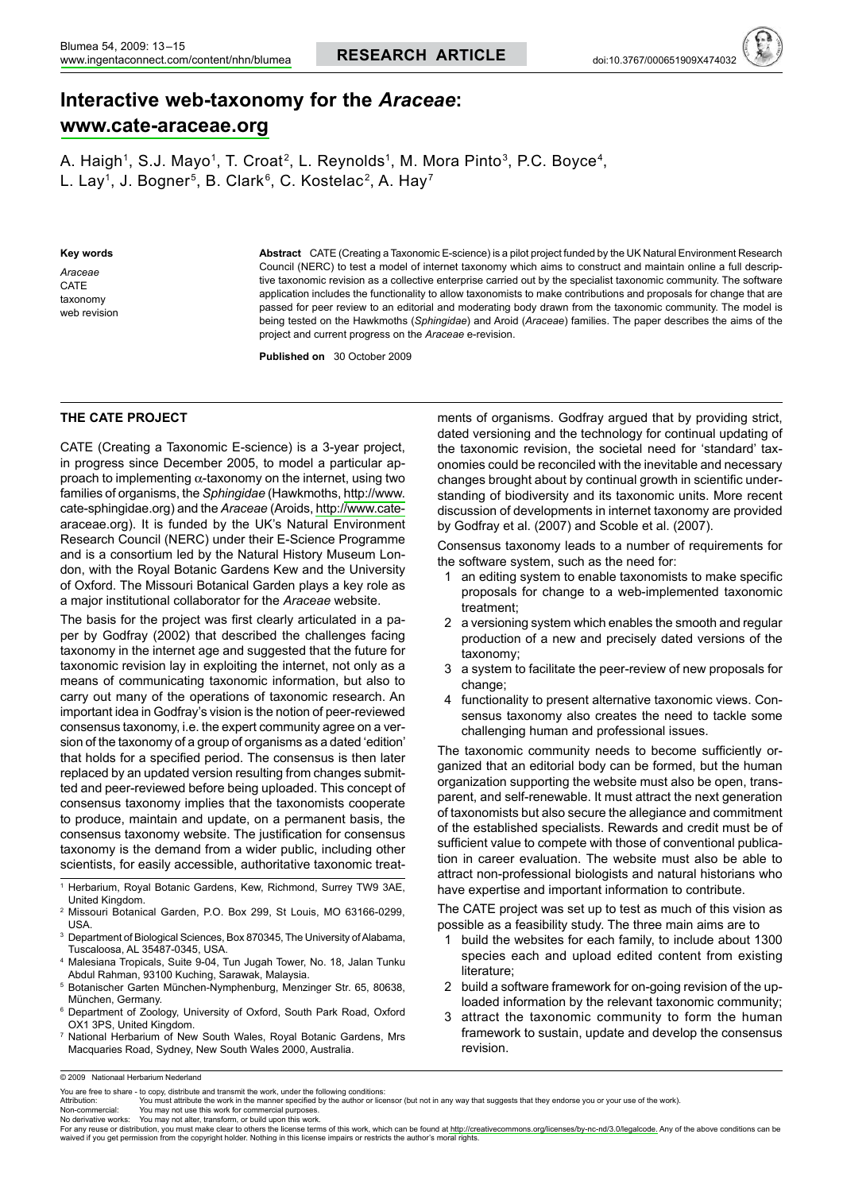# Interactive web-taxonomy for the *Araceae*: www.cate-araceae.org

A. Haigh[1], S.J. Mayo[1], T. Croat[2], L. Reynolds[1], M. Mora Pinto[3], P.C. Boyce[4], L. Lay[1], J. Bogner[5], B. Clark[6], C. Kostelac[2], A. Hay[7]

**Key words**

*Araceae*
CATE
taxonomy
web revision

**Abstract** CATE (Creating a Taxonomic E-science) is a pilot project funded by the UK Natural Environment Research Council (NERC) to test a model of internet taxonomy which aims to construct and maintain online a full descriptive taxonomic revision as a collective enterprise carried out by the specialist taxonomic community. The software application includes the functionality to allow taxonomists to make contributions and proposals for change that are passed for peer review to an editorial and moderating body drawn from the taxonomic community. The model is being tested on the Hawkmoths (*Sphingidae*) and Aroid (*Araceae*) families. The paper describes the aims of the project and current progress on the *Araceae* e-revision.

**Published on** 30 October 2009

## THE CATE PROJECT

CATE (Creating a Taxonomic E-science) is a 3-year project, in progress since December 2005, to model a particular approach to implementing $\alpha$-taxonomy on the internet, using two families of organisms, the *Sphingidae* (Hawkmoths, http://www.cate-sphingidae.org) and the *Araceae* (Aroids, http://www.cate-araceae.org). It is funded by the UK's Natural Environment Research Council (NERC) under their E-Science Programme and is a consortium led by the Natural History Museum London, with the Royal Botanic Gardens Kew and the University of Oxford. The Missouri Botanical Garden plays a key role as a major institutional collaborator for the *Araceae* website.

The basis for the project was first clearly articulated in a paper by Godfray (2002) that described the challenges facing taxonomy in the internet age and suggested that the future for taxonomic revision lay in exploiting the internet, not only as a means of communicating taxonomic information, but also to carry out many of the operations of taxonomic research. An important idea in Godfray's vision is the notion of peer-reviewed consensus taxonomy, i.e. the expert community agree on a version of the taxonomy of a group of organisms as a dated 'edition' that holds for a specified period. The consensus is then later replaced by an updated version resulting from changes submitted and peer-reviewed before being uploaded. This concept of consensus taxonomy implies that the taxonomists cooperate to produce, maintain and update, on a permanent basis, the consensus taxonomy website. The justification for consensus taxonomy is the demand from a wider public, including other scientists, for easily accessible, authoritative taxonomic treatments of organisms. Godfray argued that by providing strict, dated versioning and the technology for continual updating of the taxonomic revision, the societal need for 'standard' taxonomies could be reconciled with the inevitable and necessary changes brought about by continual growth in scientific understanding of biodiversity and its taxonomic units. More recent discussion of developments in internet taxonomy are provided by Godfray et al. (2007) and Scoble et al. (2007).

Consensus taxonomy leads to a number of requirements for the software system, such as the need for:

1. an editing system to enable taxonomists to make specific proposals for change to a web-implemented taxonomic treatment;
2. a versioning system which enables the smooth and regular production of a new and precisely dated versions of the taxonomy;
3. a system to facilitate the peer-review of new proposals for change;
4. functionality to present alternative taxonomic views. Consensus taxonomy also creates the need to tackle some challenging human and professional issues.

The taxonomic community needs to become sufficiently organized that an editorial body can be formed, but the human organization supporting the website must also be open, transparent, and self-renewable. It must attract the next generation of taxonomists but also secure the allegiance and commitment of the established specialists. Rewards and credit must be of sufficient value to compete with those of conventional publication in career evaluation. The website must also be able to attract non-professional biologists and natural historians who have expertise and important information to contribute.

The CATE project was set up to test as much of this vision as possible as a feasibility study. The three main aims are to

1. build the websites for each family, to include about 1300 species each and upload edited content from existing literature;
2. build a software framework for on-going revision of the uploaded information by the relevant taxonomic community;
3. attract the taxonomic community to form the human framework to sustain, update and develop the consensus revision.

---

[1] Herbarium, Royal Botanic Gardens, Kew, Richmond, Surrey TW9 3AE, United Kingdom.
[2] Missouri Botanical Garden, P.O. Box 299, St Louis, MO 63166-0299, USA.
[3] Department of Biological Sciences, Box 870345, The University of Alabama, Tuscaloosa, AL 35487-0345, USA.
[4] Malesiana Tropicals, Suite 9-04, Tun Jugah Tower, No. 18, Jalan Tunku Abdul Rahman, 93100 Kuching, Sarawak, Malaysia.
[5] Botanischer Garten München-Nymphenburg, Menzinger Str. 65, 80638, München, Germany.
[6] Department of Zoology, University of Oxford, South Park Road, Oxford OX1 3PS, United Kingdom.
[7] National Herbarium of New South Wales, Royal Botanic Gardens, Mrs Macquaries Road, Sydney, New South Wales 2000, Australia.

© 2009 Nationaal Herbarium Nederland

You are free to share - to copy, distribute and transmit the work, under the following conditions:
Attribution: You must attribute the work in the manner specified by the author or licensor (but not in any way that suggests that they endorse you or your use of the work).
Non-commercial: You may not use this work for commercial purposes.
No derivative works: You may not alter, transform, or build upon this work.
For any reuse or distribution, you must make clear to others the license terms of this work, which can be found at http://creativecommons.org/licenses/by-nc-nd/3.0/legalcode. Any of the above conditions can be waived if you get permission from the copyright holder. Nothing in this license impairs or restricts the author's moral rights.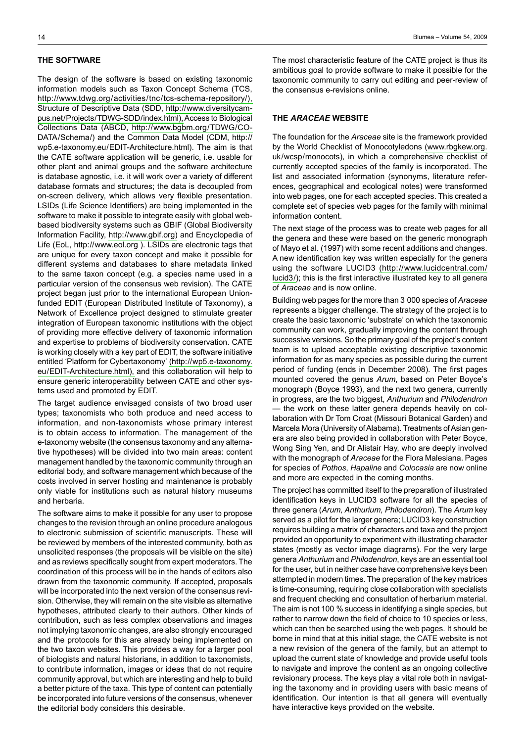## THE SOFTWARE

The design of the software is based on existing taxonomic information models such as Taxon Concept Schema (TCS, http://www.tdwg.org/activities/tnc/tcs-schema-repository/), Structure of Descriptive Data (SDD, http://www.diversitycampus.net/Projects/TDWG-SDD/index.html), Access to Biological Collections Data (ABCD, http://www.bgbm.org/TDWG/CODATA/Schema/) and the Common Data Model (CDM, http://wp5.e-taxonomy.eu/EDIT-Architecture.html). The aim is that the CATE software application will be generic, i.e. usable for other plant and animal groups and the software architecture is database agnostic, i.e. it will work over a variety of different database formats and structures; the data is decoupled from on-screen delivery, which allows very flexible presentation. LSIDs (Life Science Identifiers) are being implemented in the software to make it possible to integrate easily with global web-based biodiversity systems such as GBIF (Global Biodiversity Information Facility, http://www.gbif.org) and Encyclopedia of Life (EoL, http://www.eol.org ). LSIDs are electronic tags that are unique for every taxon concept and make it possible for different systems and databases to share metadata linked to the same taxon concept (e.g. a species name used in a particular version of the consensus web revision). The CATE project began just prior to the international European Union-funded EDIT (European Distributed Institute of Taxonomy), a Network of Excellence project designed to stimulate greater integration of European taxonomic institutions with the object of providing more effective delivery of taxonomic information and expertise to problems of biodiversity conservation. CATE is working closely with a key part of EDIT, the software initiative entitled 'Platform for Cybertaxonomy' (http://wp5.e-taxonomy.eu/EDIT-Architecture.html), and this collaboration will help to ensure generic interoperability between CATE and other systems used and promoted by EDIT.

The target audience envisaged consists of two broad user types; taxonomists who both produce and need access to information, and non-taxonomists whose primary interest is to obtain access to information. The management of the e-taxonomy website (the consensus taxonomy and any alternative hypotheses) will be divided into two main areas: content management handled by the taxonomic community through an editorial body, and software management which because of the costs involved in server hosting and maintenance is probably only viable for institutions such as natural history museums and herbaria.

The software aims to make it possible for any user to propose changes to the revision through an online procedure analogous to electronic submission of scientific manuscripts. These will be reviewed by members of the interested community, both as unsolicited responses (the proposals will be visible on the site) and as reviews specifically sought from expert moderators. The coordination of this process will be in the hands of editors also drawn from the taxonomic community. If accepted, proposals will be incorporated into the next version of the consensus revision. Otherwise, they will remain on the site visible as alternative hypotheses, attributed clearly to their authors. Other kinds of contribution, such as less complex observations and images not implying taxonomic changes, are also strongly encouraged and the protocols for this are already being implemented on the two taxon websites. This provides a way for a larger pool of biologists and natural historians, in addition to taxonomists, to contribute information, images or ideas that do not require community approval, but which are interesting and help to build a better picture of the taxa. This type of content can potentially be incorporated into future versions of the consensus, whenever the editorial body considers this desirable.

The most characteristic feature of the CATE project is thus its ambitious goal to provide software to make it possible for the taxonomic community to carry out editing and peer-review of the consensus e-revisions online.

## THE *ARACEAE* WEBSITE

The foundation for the *Araceae* site is the framework provided by the World Checklist of Monocotyledons (www.rbgkew.org.uk/wcsp/monocots), in which a comprehensive checklist of currently accepted species of the family is incorporated. The list and associated information (synonyms, literature references, geographical and ecological notes) were transformed into web pages, one for each accepted species. This created a complete set of species web pages for the family with minimal information content.

The next stage of the process was to create web pages for all the genera and these were based on the generic monograph of Mayo et al. (1997) with some recent additions and changes. A new identification key was written especially for the genera using the software LUCID3 (http://www.lucidcentral.com/lucid3/); this is the first interactive illustrated key to all genera of *Araceae* and is now online.

Building web pages for the more than 3 000 species of *Araceae* represents a bigger challenge. The strategy of the project is to create the basic taxonomic 'substrate' on which the taxonomic community can work, gradually improving the content through successive versions. So the primary goal of the project's content team is to upload acceptable existing descriptive taxonomic information for as many species as possible during the current period of funding (ends in December 2008). The first pages mounted covered the genus *Arum*, based on Peter Boyce's monograph (Boyce 1993), and the next two genera, currently in progress, are the two biggest, *Anthurium* and *Philodendron* — the work on these latter genera depends heavily on collaboration with Dr Tom Croat (Missouri Botanical Garden) and Marcela Mora (University of Alabama). Treatments of Asian genera are also being provided in collaboration with Peter Boyce, Wong Sing Yen, and Dr Alistair Hay, who are deeply involved with the monograph of *Araceae* for the Flora Malesiana. Pages for species of *Pothos*, *Hapaline* and *Colocasia* are now online and more are expected in the coming months.

The project has committed itself to the preparation of illustrated identification keys in LUCID3 software for all the species of three genera (*Arum, Anthurium, Philodendron*). The *Arum* key served as a pilot for the larger genera; LUCID3 key construction requires building a matrix of characters and taxa and the project provided an opportunity to experiment with illustrating character states (mostly as vector image diagrams). For the very large genera *Anthurium* and *Philodendron*, keys are an essential tool for the user, but in neither case have comprehensive keys been attempted in modern times. The preparation of the key matrices is time-consuming, requiring close collaboration with specialists and frequent checking and consultation of herbarium material. The aim is not 100 % success in identifying a single species, but rather to narrow down the field of choice to 10 species or less, which can then be searched using the web pages. It should be borne in mind that at this initial stage, the CATE website is not a new revision of the genera of the family, but an attempt to upload the current state of knowledge and provide useful tools to navigate and improve the content as an ongoing collective revisionary process. The keys play a vital role both in navigating the taxonomy and in providing users with basic means of identification. Our intention is that all genera will eventually have interactive keys provided on the website.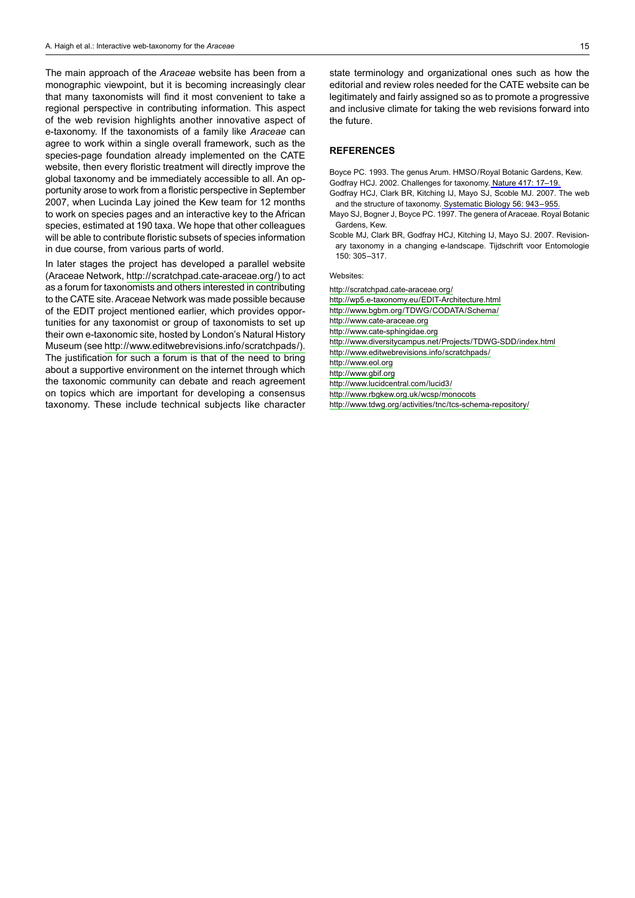The main approach of the *Araceae* website has been from a monographic viewpoint, but it is becoming increasingly clear that many taxonomists will find it most convenient to take a regional perspective in contributing information. This aspect of the web revision highlights another innovative aspect of e-taxonomy. If the taxonomists of a family like *Araceae* can agree to work within a single overall framework, such as the species-page foundation already implemented on the CATE website, then every floristic treatment will directly improve the global taxonomy and be immediately accessible to all. An opportunity arose to work from a floristic perspective in September 2007, when Lucinda Lay joined the Kew team for 12 months to work on species pages and an interactive key to the African species, estimated at 190 taxa. We hope that other colleagues will be able to contribute floristic subsets of species information in due course, from various parts of world.

In later stages the project has developed a parallel website (Araceae Network, http://scratchpad.cate-araceae.org/) to act as a forum for taxonomists and others interested in contributing to the CATE site. Araceae Network was made possible because of the EDIT project mentioned earlier, which provides opportunities for any taxonomist or group of taxonomists to set up their own e-taxonomic site, hosted by London's Natural History Museum (see http://www.editwebrevisions.info/scratchpads/). The justification for such a forum is that of the need to bring about a supportive environment on the internet through which the taxonomic community can debate and reach agreement on topics which are important for developing a consensus taxonomy. These include technical subjects like character state terminology and organizational ones such as how the editorial and review roles needed for the CATE website can be legitimately and fairly assigned so as to promote a progressive and inclusive climate for taking the web revisions forward into the future.

## REFERENCES

Boyce PC. 1993. The genus Arum. HMSO/Royal Botanic Gardens, Kew.

Godfray HCJ. 2002. Challenges for taxonomy. Nature 417: 17–19.

Godfray HCJ, Clark BR, Kitching IJ, Mayo SJ, Scoble MJ. 2007. The web and the structure of taxonomy. Systematic Biology 56: 943–955.

Mayo SJ, Bogner J, Boyce PC. 1997. The genera of Araceae. Royal Botanic Gardens, Kew.

Scoble MJ, Clark BR, Godfray HCJ, Kitching IJ, Mayo SJ. 2007. Revisionary taxonomy in a changing e-landscape. Tijdschrift voor Entomologie 150: 305–317.

Websites:

http://scratchpad.cate-araceae.org/
http://wp5.e-taxonomy.eu/EDIT-Architecture.html
http://www.bgbm.org/TDWG/CODATA/Schema/
http://www.cate-araceae.org
http://www.cate-sphingidae.org
http://www.diversitycampus.net/Projects/TDWG-SDD/index.html
http://www.editwebrevisions.info/scratchpads/
http://www.eol.org
http://www.gbif.org
http://www.lucidcentral.com/lucid3/
http://www.rbgkew.org.uk/wcsp/monocots
http://www.tdwg.org/activities/tnc/tcs-schema-repository/